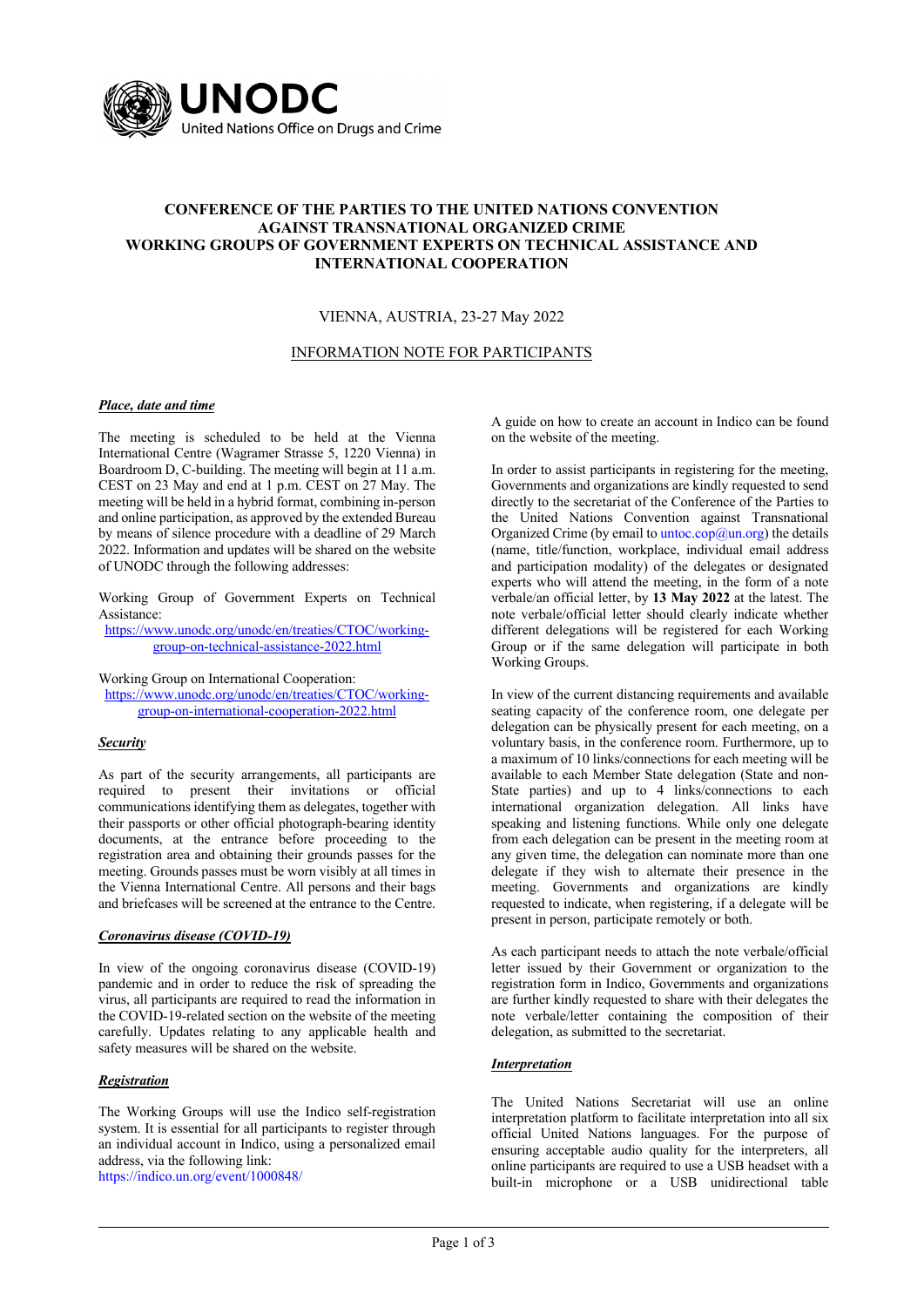**CONFERENCE OF THE PARTIES TO THE UNITED NATIONS CONVENTION AGAINST TRANSNATIONAL ORGANIZED CRIME**
**WORKING GROUPS OF GOVERNMENT EXPERTS ON TECHNICAL ASSISTANCE AND INTERNATIONAL COOPERATION**

VIENNA, AUSTRIA, 23-27 May 2022

# INFORMATION NOTE FOR PARTICIPANTS

### ***Place, date and time***

The meeting is scheduled to be held at the Vienna International Centre (Wagramer Strasse 5, 1220 Vienna) in Boardroom D, C-building. The meeting will begin at 11 a.m. CEST on 23 May and end at 1 p.m. CEST on 27 May. The meeting will be held in a hybrid format, combining in-person and online participation, as approved by the extended Bureau by means of silence procedure with a deadline of 29 March 2022. Information and updates will be shared on the website of UNODC through the following addresses:

Working Group of Government Experts on Technical Assistance:
https://www.unodc.org/unodc/en/treaties/CTOC/working-group-on-technical-assistance-2022.html

Working Group on International Cooperation:
https://www.unodc.org/unodc/en/treaties/CTOC/working-group-on-international-cooperation-2022.html

### ***Security***

As part of the security arrangements, all participants are required to present their invitations or official communications identifying them as delegates, together with their passports or other official photograph-bearing identity documents, at the entrance before proceeding to the registration area and obtaining their grounds passes for the meeting. Grounds passes must be worn visibly at all times in the Vienna International Centre. All persons and their bags and briefcases will be screened at the entrance to the Centre.

### ***Coronavirus disease (COVID-19)***

In view of the ongoing coronavirus disease (COVID-19) pandemic and in order to reduce the risk of spreading the virus, all participants are required to read the information in the COVID-19-related section on the website of the meeting carefully. Updates relating to any applicable health and safety measures will be shared on the website.

### ***Registration***

The Working Groups will use the Indico self-registration system. It is essential for all participants to register through an individual account in Indico, using a personalized email address, via the following link:
https://indico.un.org/event/1000848/

A guide on how to create an account in Indico can be found on the website of the meeting.

In order to assist participants in registering for the meeting, Governments and organizations are kindly requested to send directly to the secretariat of the Conference of the Parties to the United Nations Convention against Transnational Organized Crime (by email to untoc.cop@un.org) the details (name, title/function, workplace, individual email address and participation modality) of the delegates or designated experts who will attend the meeting, in the form of a note verbale/an official letter, by **13 May 2022** at the latest. The note verbale/official letter should clearly indicate whether different delegations will be registered for each Working Group or if the same delegation will participate in both Working Groups.

In view of the current distancing requirements and available seating capacity of the conference room, one delegate per delegation can be physically present for each meeting, on a voluntary basis, in the conference room. Furthermore, up to a maximum of 10 links/connections for each meeting will be available to each Member State delegation (State and non-State parties) and up to 4 links/connections to each international organization delegation. All links have speaking and listening functions. While only one delegate from each delegation can be present in the meeting room at any given time, the delegation can nominate more than one delegate if they wish to alternate their presence in the meeting. Governments and organizations are kindly requested to indicate, when registering, if a delegate will be present in person, participate remotely or both.

As each participant needs to attach the note verbale/official letter issued by their Government or organization to the registration form in Indico, Governments and organizations are further kindly requested to share with their delegates the note verbale/letter containing the composition of their delegation, as submitted to the secretariat.

### ***Interpretation***

The United Nations Secretariat will use an online interpretation platform to facilitate interpretation into all six official United Nations languages. For the purpose of ensuring acceptable audio quality for the interpreters, all online participants are required to use a USB headset with a built-in microphone or a USB unidirectional table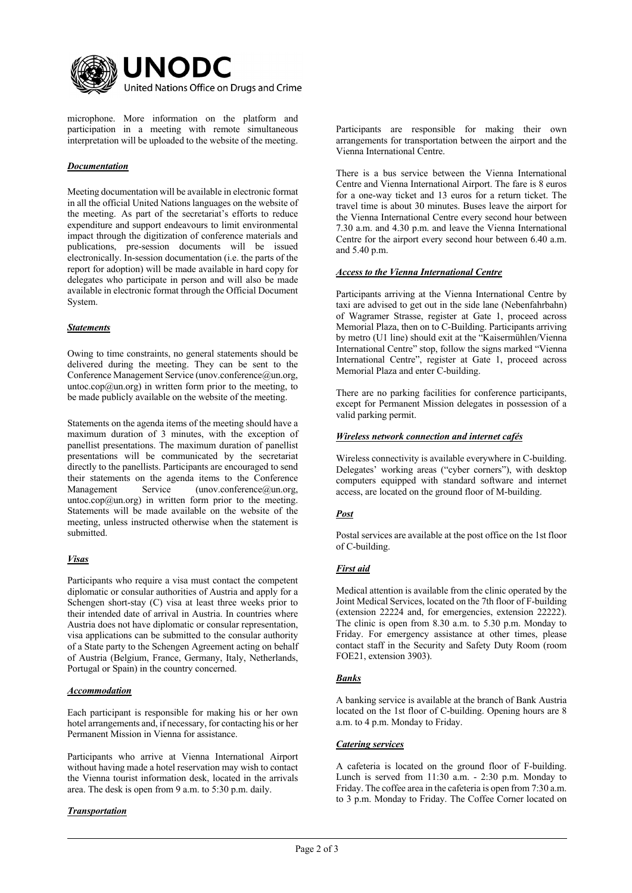microphone. More information on the platform and participation in a meeting with remote simultaneous interpretation will be uploaded to the website of the meeting.

***Documentation***

Meeting documentation will be available in electronic format in all the official United Nations languages on the website of the meeting. As part of the secretariat's efforts to reduce expenditure and support endeavours to limit environmental impact through the digitization of conference materials and publications, pre-session documents will be issued electronically. In-session documentation (i.e. the parts of the report for adoption) will be made available in hard copy for delegates who participate in person and will also be made available in electronic format through the Official Document System.

***Statements***

Owing to time constraints, no general statements should be delivered during the meeting. They can be sent to the Conference Management Service (unov.conference@un.org, untoc.cop@un.org) in written form prior to the meeting, to be made publicly available on the website of the meeting.

Statements on the agenda items of the meeting should have a maximum duration of 3 minutes, with the exception of panellist presentations. The maximum duration of panellist presentations will be communicated by the secretariat directly to the panellists. Participants are encouraged to send their statements on the agenda items to the Conference Management Service (unov.conference@un.org, untoc.cop@un.org) in written form prior to the meeting. Statements will be made available on the website of the meeting, unless instructed otherwise when the statement is submitted.

***Visas***

Participants who require a visa must contact the competent diplomatic or consular authorities of Austria and apply for a Schengen short-stay (C) visa at least three weeks prior to their intended date of arrival in Austria. In countries where Austria does not have diplomatic or consular representation, visa applications can be submitted to the consular authority of a State party to the Schengen Agreement acting on behalf of Austria (Belgium, France, Germany, Italy, Netherlands, Portugal or Spain) in the country concerned.

***Accommodation***

Each participant is responsible for making his or her own hotel arrangements and, if necessary, for contacting his or her Permanent Mission in Vienna for assistance.

Participants who arrive at Vienna International Airport without having made a hotel reservation may wish to contact the Vienna tourist information desk, located in the arrivals area. The desk is open from 9 a.m. to 5:30 p.m. daily.

***Transportation***

Participants are responsible for making their own arrangements for transportation between the airport and the Vienna International Centre.

There is a bus service between the Vienna International Centre and Vienna International Airport. The fare is 8 euros for a one-way ticket and 13 euros for a return ticket. The travel time is about 30 minutes. Buses leave the airport for the Vienna International Centre every second hour between 7.30 a.m. and 4.30 p.m. and leave the Vienna International Centre for the airport every second hour between 6.40 a.m. and 5.40 p.m.

***Access to the Vienna International Centre***

Participants arriving at the Vienna International Centre by taxi are advised to get out in the side lane (Nebenfahrbahn) of Wagramer Strasse, register at Gate 1, proceed across Memorial Plaza, then on to C-Building. Participants arriving by metro (U1 line) should exit at the "Kaisermühlen/Vienna International Centre" stop, follow the signs marked "Vienna International Centre", register at Gate 1, proceed across Memorial Plaza and enter C-building.

There are no parking facilities for conference participants, except for Permanent Mission delegates in possession of a valid parking permit.

***Wireless network connection and internet cafés***

Wireless connectivity is available everywhere in C-building. Delegates' working areas ("cyber corners"), with desktop computers equipped with standard software and internet access, are located on the ground floor of M-building.

***Post***

Postal services are available at the post office on the 1st floor of C-building.

***First aid***

Medical attention is available from the clinic operated by the Joint Medical Services, located on the 7th floor of F-building (extension 22224 and, for emergencies, extension 22222). The clinic is open from 8.30 a.m. to 5.30 p.m. Monday to Friday. For emergency assistance at other times, please contact staff in the Security and Safety Duty Room (room FOE21, extension 3903).

***Banks***

A banking service is available at the branch of Bank Austria located on the 1st floor of C-building. Opening hours are 8 a.m. to 4 p.m. Monday to Friday.

***Catering services***

A cafeteria is located on the ground floor of F-building. Lunch is served from 11:30 a.m. - 2:30 p.m. Monday to Friday. The coffee area in the cafeteria is open from 7:30 a.m. to 3 p.m. Monday to Friday. The Coffee Corner located on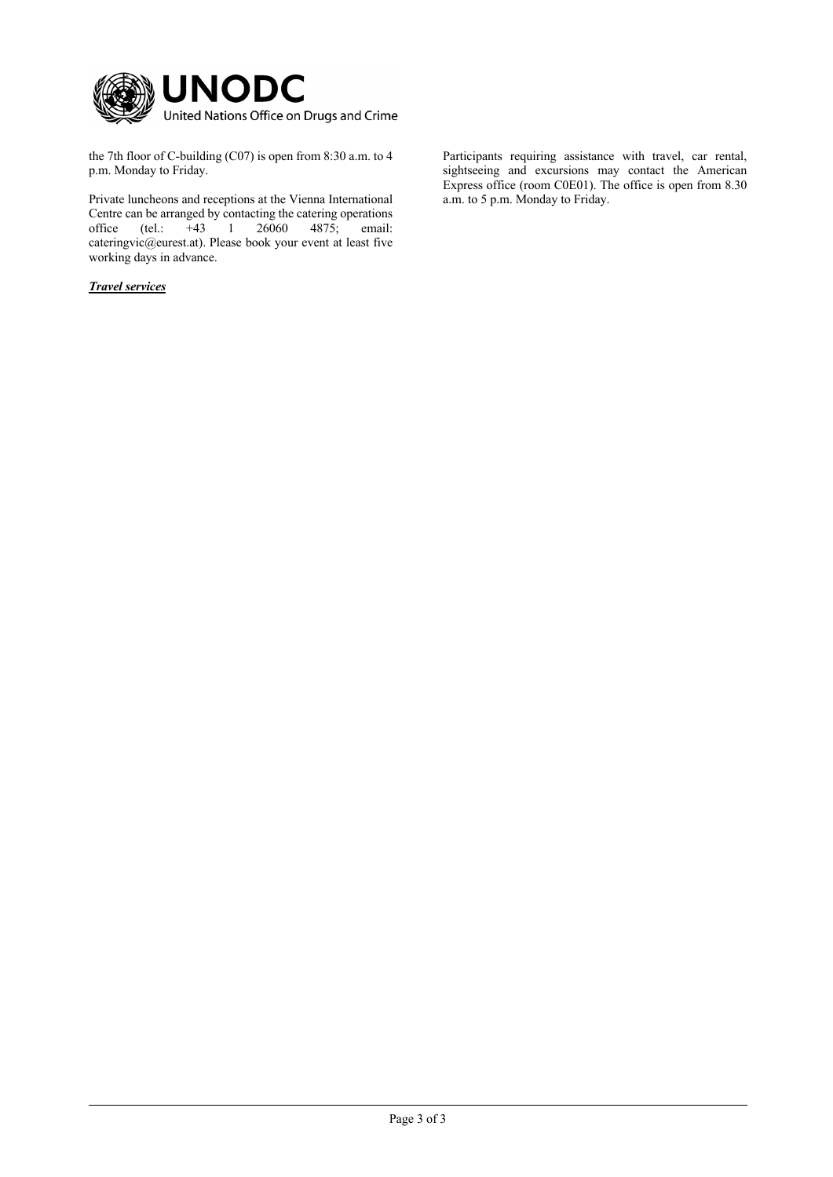the 7th floor of C-building (C07) is open from 8:30 a.m. to 4 p.m. Monday to Friday.

Private luncheons and receptions at the Vienna International Centre can be arranged by contacting the catering operations office (tel.: +43 1 26060 4875; email: cateringvic@eurest.at). Please book your event at least five working days in advance.

***Travel services***

Participants requiring assistance with travel, car rental, sightseeing and excursions may contact the American Express office (room C0E01). The office is open from 8.30 a.m. to 5 p.m. Monday to Friday.